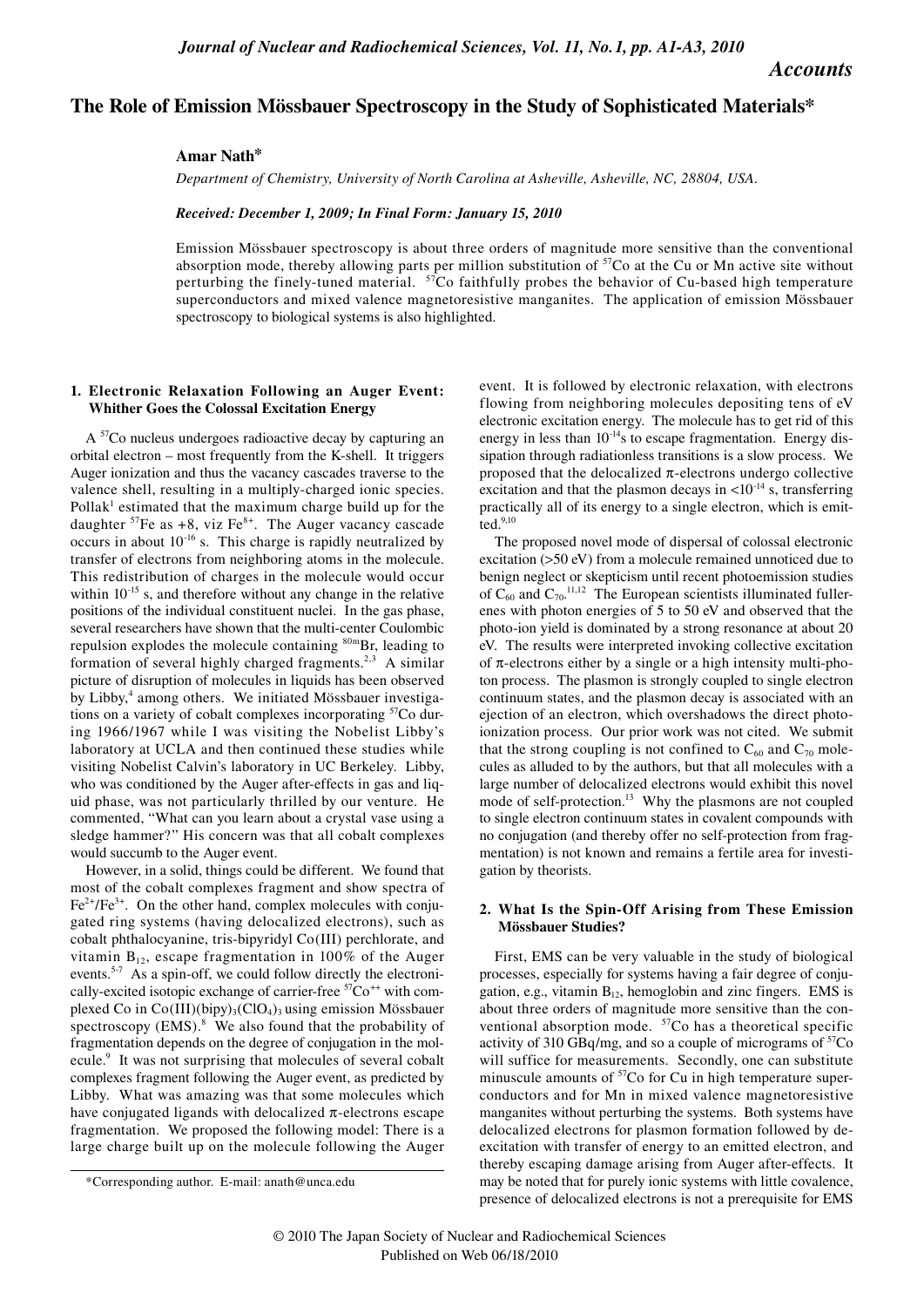*Accounts*

# The Role of Emission Mössbauer Spectroscopy in the Study of Sophisticated Materials*

**Amar Nath***

*Department of Chemistry, University of North Carolina at Asheville, Asheville, NC, 28804, USA.*

***Received: December 1, 2009; In Final Form: January 15, 2010***

Emission Mössbauer spectroscopy is about three orders of magnitude more sensitive than the conventional absorption mode, thereby allowing parts per million substitution of $^{57}$Co at the Cu or Mn active site without perturbing the finely-tuned material. $^{57}$Co faithfully probes the behavior of Cu-based high temperature superconductors and mixed valence magnetoresistive manganites. The application of emission Mössbauer spectroscopy to biological systems is also highlighted.

## 1. Electronic Relaxation Following an Auger Event: Whither Goes the Colossal Excitation Energy

A $^{57}$Co nucleus undergoes radioactive decay by capturing an orbital electron – most frequently from the K-shell. It triggers Auger ionization and thus the vacancy cascades traverse to the valence shell, resulting in a multiply-charged ionic species. Pollak[1] estimated that the maximum charge build up for the daughter $^{57}$Fe as +8, viz $Fe^{8+}$. The Auger vacancy cascade occurs in about $10^{-16}$ s. This charge is rapidly neutralized by transfer of electrons from neighboring atoms in the molecule. This redistribution of charges in the molecule would occur within $10^{-15}$ s, and therefore without any change in the relative positions of the individual constituent nuclei. In the gas phase, several researchers have shown that the multi-center Coulombic repulsion explodes the molecule containing $^{80m}$Br, leading to formation of several highly charged fragments.[2,3] A similar picture of disruption of molecules in liquids has been observed by Libby,[4] among others. We initiated Mössbauer investigations on a variety of cobalt complexes incorporating $^{57}$Co during 1966/1967 while I was visiting the Nobelist Libby's laboratory at UCLA and then continued these studies while visiting Nobelist Calvin's laboratory in UC Berkeley. Libby, who was conditioned by the Auger after-effects in gas and liquid phase, was not particularly thrilled by our venture. He commented, "What can you learn about a crystal vase using a sledge hammer?" His concern was that all cobalt complexes would succumb to the Auger event.

However, in a solid, things could be different. We found that most of the cobalt complexes fragment and show spectra of $Fe^{2+}/Fe^{3+}$. On the other hand, complex molecules with conjugated ring systems (having delocalized electrons), such as cobalt phthalocyanine, tris-bipyridyl Co(III) perchlorate, and vitamin $B_{12}$, escape fragmentation in 100% of the Auger events.[5-7] As a spin-off, we could follow directly the electronically-excited isotopic exchange of carrier-free $^{57}Co^{++}$ with complexed Co in $Co(III)(bipy)_3(ClO_4)_3$ using emission Mössbauer spectroscopy (EMS).[8] We also found that the probability of fragmentation depends on the degree of conjugation in the molecule.[9] It was not surprising that molecules of several cobalt complexes fragment following the Auger event, as predicted by Libby. What was amazing was that some molecules which have conjugated ligands with delocalized π-electrons escape fragmentation. We proposed the following model: There is a large charge built up on the molecule following the Auger event. It is followed by electronic relaxation, with electrons flowing from neighboring molecules depositing tens of eV electronic excitation energy. The molecule has to get rid of this energy in less than $10^{-14}$s to escape fragmentation. Energy dissipation through radiationless transitions is a slow process. We proposed that the delocalized π-electrons undergo collective excitation and that the plasmon decays in $<10^{-14}$ s, transferring practically all of its energy to a single electron, which is emitted.[9,10]

The proposed novel mode of dispersal of colossal electronic excitation (>50 eV) from a molecule remained unnoticed due to benign neglect or skepticism until recent photoemission studies of $C_{60}$ and $C_{70}$.[11,12] The European scientists illuminated fullerenes with photon energies of 5 to 50 eV and observed that the photo-ion yield is dominated by a strong resonance at about 20 eV. The results were interpreted invoking collective excitation of π-electrons either by a single or a high intensity multi-photon process. The plasmon is strongly coupled to single electron continuum states, and the plasmon decay is associated with an ejection of an electron, which overshadows the direct photoionization process. Our prior work was not cited. We submit that the strong coupling is not confined to $C_{60}$ and $C_{70}$ molecules as alluded to by the authors, but that all molecules with a large number of delocalized electrons would exhibit this novel mode of self-protection.[13] Why the plasmons are not coupled to single electron continuum states in covalent compounds with no conjugation (and thereby offer no self-protection from fragmentation) is not known and remains a fertile area for investigation by theorists.

## 2. What Is the Spin-Off Arising from These Emission Mössbauer Studies?

First, EMS can be very valuable in the study of biological processes, especially for systems having a fair degree of conjugation, e.g., vitamin $B_{12}$, hemoglobin and zinc fingers. EMS is about three orders of magnitude more sensitive than the conventional absorption mode. $^{57}$Co has a theoretical specific activity of 310 GBq/mg, and so a couple of micrograms of $^{57}$Co will suffice for measurements. Secondly, one can substitute minuscule amounts of $^{57}$Co for Cu in high temperature superconductors and for Mn in mixed valence magnetoresistive manganites without perturbing the systems. Both systems have delocalized electrons for plasmon formation followed by de-excitation with transfer of energy to an emitted electron, and thereby escaping damage arising from Auger after-effects. It may be noted that for purely ionic systems with little covalence, presence of delocalized electrons is not a prerequisite for EMS

*Corresponding author. E-mail: anath@unca.edu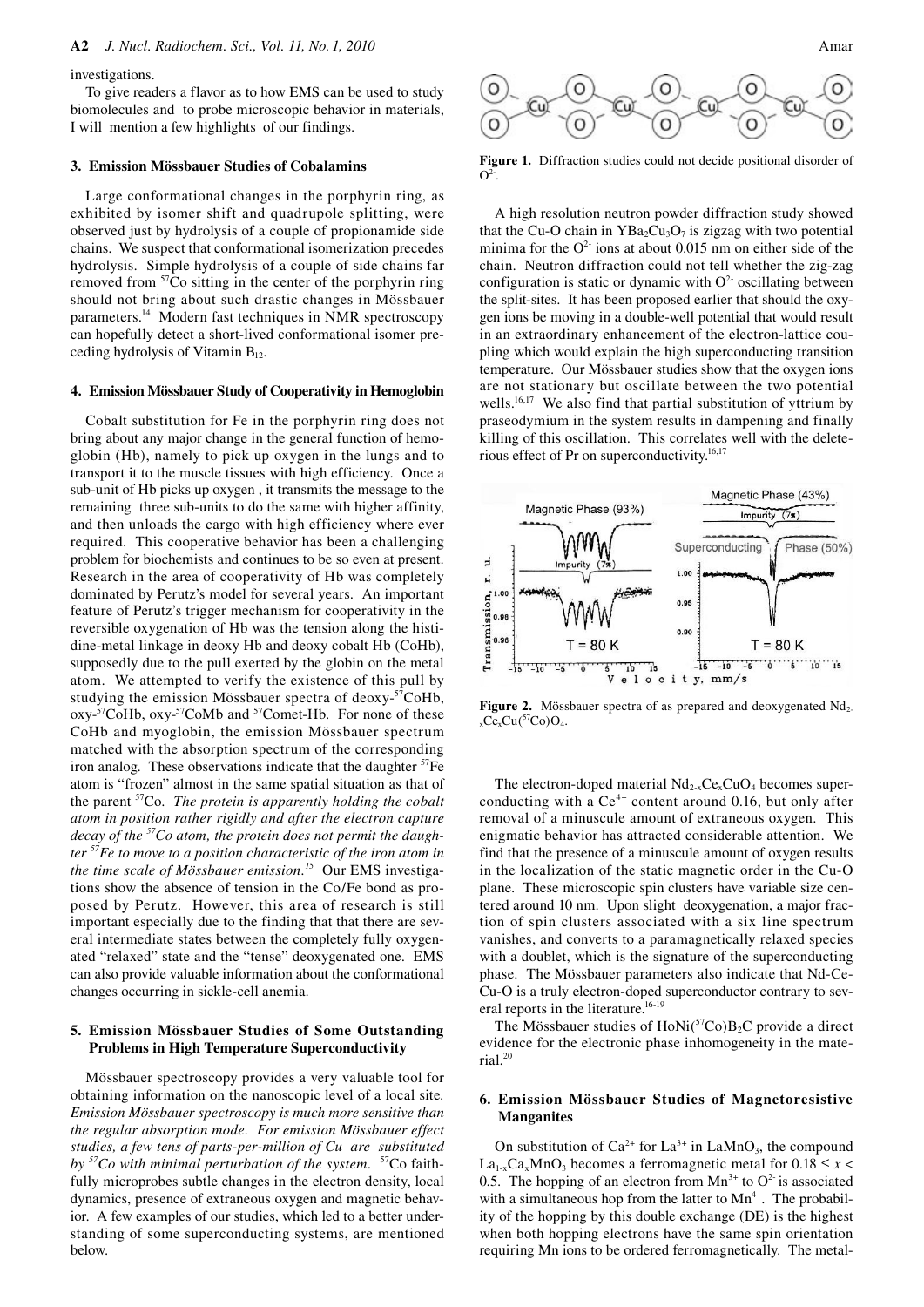investigations.

To give readers a flavor as to how EMS can be used to study biomolecules and to probe microscopic behavior in materials, I will mention a few highlights of our findings.

### 3. Emission Mössbauer Studies of Cobalamins

Large conformational changes in the porphyrin ring, as exhibited by isomer shift and quadrupole splitting, were observed just by hydrolysis of a couple of propionamide side chains. We suspect that conformational isomerization precedes hydrolysis. Simple hydrolysis of a couple of side chains far removed from $^{57}Co$ sitting in the center of the porphyrin ring should not bring about such drastic changes in Mössbauer parameters.[14] Modern fast techniques in NMR spectroscopy can hopefully detect a short-lived conformational isomer preceding hydrolysis of Vitamin $B_{12}$.

### 4. Emission Mössbauer Study of Cooperativity in Hemoglobin

Cobalt substitution for Fe in the porphyrin ring does not bring about any major change in the general function of hemoglobin (Hb), namely to pick up oxygen in the lungs and to transport it to the muscle tissues with high efficiency. Once a sub-unit of Hb picks up oxygen , it transmits the message to the remaining three sub-units to do the same with higher affinity, and then unloads the cargo with high efficiency where ever required. This cooperative behavior has been a challenging problem for biochemists and continues to be so even at present. Research in the area of cooperativity of Hb was completely dominated by Perutz's model for several years. An important feature of Perutz's trigger mechanism for cooperativity in the reversible oxygenation of Hb was the tension along the histidine-metal linkage in deoxy Hb and deoxy cobalt Hb (CoHb), supposedly due to the pull exerted by the globin on the metal atom. We attempted to verify the existence of this pull by studying the emission Mössbauer spectra of deoxy-$^{57}$CoHb, oxy-$^{57}$CoHb, oxy-$^{57}$CoMb and $^{57}$Comet-Hb. For none of these CoHb and myoglobin, the emission Mössbauer spectrum matched with the absorption spectrum of the corresponding iron analog. These observations indicate that the daughter $^{57}$Fe atom is "frozen" almost in the same spatial situation as that of the parent $^{57}$Co. *The protein is apparently holding the cobalt atom in position rather rigidly and after the electron capture decay of the $^{57}$Co atom, the protein does not permit the daughter $^{57}$Fe to move to a position characteristic of the iron atom in the time scale of Mössbauer emission.*[15] Our EMS investigations show the absence of tension in the Co/Fe bond as proposed by Perutz. However, this area of research is still important especially due to the finding that that there are several intermediate states between the completely fully oxygenated "relaxed" state and the "tense" deoxygenated one. EMS can also provide valuable information about the conformational changes occurring in sickle-cell anemia.

### 5. Emission Mössbauer Studies of Some Outstanding Problems in High Temperature Superconductivity

Mössbauer spectroscopy provides a very valuable tool for obtaining information on the nanoscopic level of a local site. *Emission Mössbauer spectroscopy is much more sensitive than the regular absorption mode. For emission Mössbauer effect studies, a few tens of parts-per-million of Cu are substituted by $^{57}$Co with minimal perturbation of the system.* $^{57}$Co faithfully microprobes subtle changes in the electron density, local dynamics, presence of extraneous oxygen and magnetic behavior. A few examples of our studies, which led to a better understanding of some superconducting systems, are mentioned below.

**Figure 1.** Diffraction studies could not decide positional disorder of $O^{2-}$.

A high resolution neutron powder diffraction study showed that the Cu-O chain in $YBa_2Cu_3O_7$ is zigzag with two potential minima for the $O^{2-}$ ions at about 0.015 nm on either side of the chain. Neutron diffraction could not tell whether the zig-zag configuration is static or dynamic with $O^{2-}$ oscillating between the split-sites. It has been proposed earlier that should the oxygen ions be moving in a double-well potential that would result in an extraordinary enhancement of the electron-lattice coupling which would explain the high superconducting transition temperature. Our Mössbauer studies show that the oxygen ions are not stationary but oscillate between the two potential wells.[16,17] We also find that partial substitution of yttrium by praseodymium in the system results in dampening and finally killing of this oscillation. This correlates well with the deleterious effect of Pr on superconductivity.[16,17]

**Figure 2.** Mössbauer spectra of as prepared and deoxygenated $Nd_{2-x}Ce_xCu(^{57}Co)O_4$.

The electron-doped material $Nd_{2-x}Ce_xCuO_4$ becomes superconducting with a $Ce^{4+}$ content around 0.16, but only after removal of a minuscule amount of extraneous oxygen. This enigmatic behavior has attracted considerable attention. We find that the presence of a minuscule amount of oxygen results in the localization of the static magnetic order in the Cu-O plane. These microscopic spin clusters have variable size centered around 10 nm. Upon slight deoxygenation, a major fraction of spin clusters associated with a six line spectrum vanishes, and converts to a paramagnetically relaxed species with a doublet, which is the signature of the superconducting phase. The Mössbauer parameters also indicate that Nd-Ce-Cu-O is a truly electron-doped superconductor contrary to several reports in the literature.[16-19]

The Mössbauer studies of $HoNi(^{57}Co)B_2C$ provide a direct evidence for the electronic phase inhomogeneity in the material.[20]

### 6. Emission Mössbauer Studies of Magnetoresistive Manganites

On substitution of $Ca^{2+}$ for $La^{3+}$ in $LaMnO_3$, the compound $La_{1-x}Ca_xMnO_3$ becomes a ferromagnetic metal for $0.18 \le x < 0.5$. The hopping of an electron from $Mn^{3+}$ to $O^{2-}$ is associated with a simultaneous hop from the latter to $Mn^{4+}$. The probability of the hopping by this double exchange (DE) is the highest when both hopping electrons have the same spin orientation requiring Mn ions to be ordered ferromagnetically. The metal-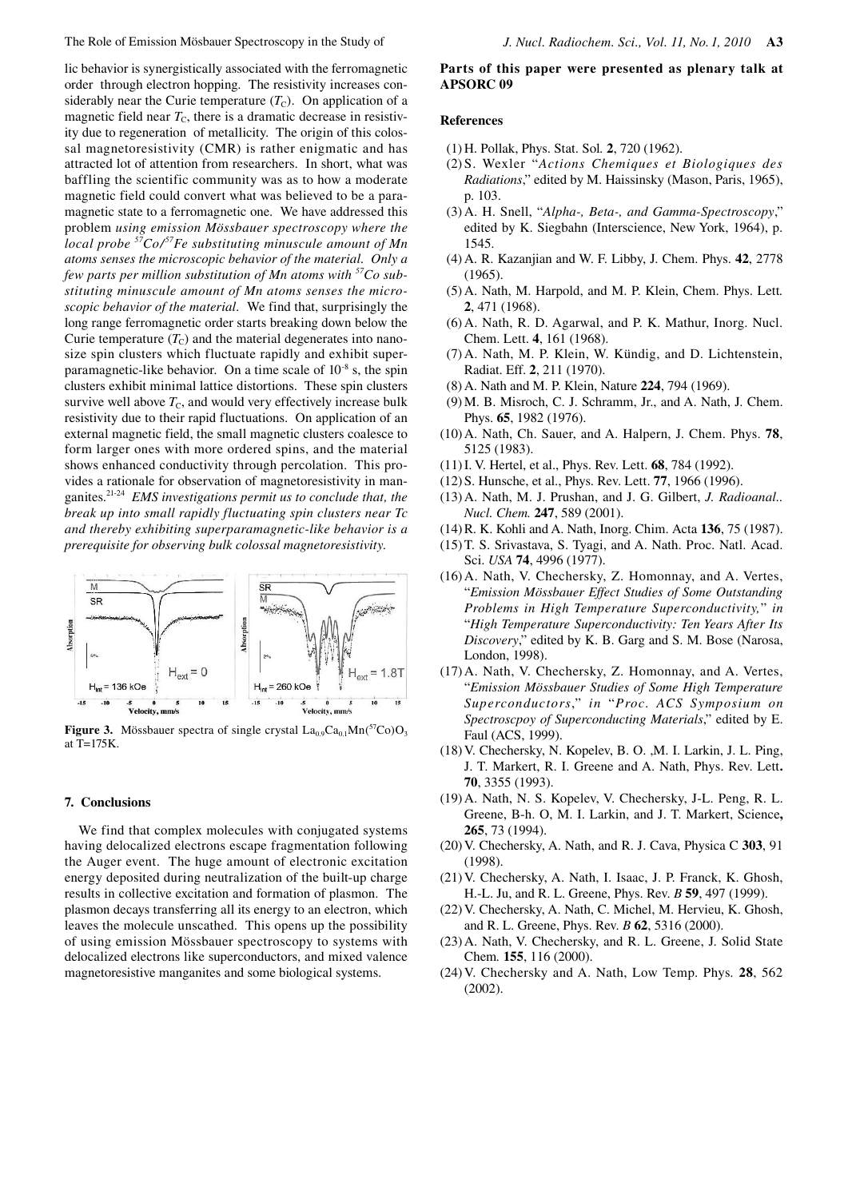lic behavior is synergistically associated with the ferromagnetic order through electron hopping. The resistivity increases considerably near the Curie temperature ($T_C$). On application of a magnetic field near $T_C$, there is a dramatic decrease in resistivity due to regeneration of metallicity. The origin of this colossal magnetoresistivity (CMR) is rather enigmatic and has attracted lot of attention from researchers. In short, what was baffling the scientific community was as to how a moderate magnetic field could convert what was believed to be a paramagnetic state to a ferromagnetic one. We have addressed this problem *using emission Mössbauer spectroscopy where the local probe $^{57}Co/^{57}Fe$ substituting minuscule amount of Mn atoms senses the microscopic behavior of the material. Only a few parts per million substitution of Mn atoms with $^{57}Co$ substituting minuscule amount of Mn atoms senses the microscopic behavior of the material.* We find that, surprisingly the long range ferromagnetic order starts breaking down below the Curie temperature ($T_C$) and the material degenerates into nanosize spin clusters which fluctuate rapidly and exhibit superparamagnetic-like behavior. On a time scale of $10^{-8}$ s, the spin clusters exhibit minimal lattice distortions. These spin clusters survive well above $T_C$, and would very effectively increase bulk resistivity due to their rapid fluctuations. On application of an external magnetic field, the small magnetic clusters coalesce to form larger ones with more ordered spins, and the material shows enhanced conductivity through percolation. This provides a rationale for observation of magnetoresistivity in manganites.[21-24] *EMS investigations permit us to conclude that, the break up into small rapidly fluctuating spin clusters near Tc and thereby exhibiting superparamagnetic-like behavior is a prerequisite for observing bulk colossal magnetoresistivity.*

M
SR
Absorption
$H_{ext} = 0$
$H_{int} = 136$ kOe
-15 -10 -5 0 5 10 15
Velocity, mm/s

SR
M
Absorption
$H_{ext} = 1.8T$
$H_{int} = 260$ kOe
-15 -10 -5 0 5 10 15
Velocity, mm/s

**Figure 3.** Mössbauer spectra of single crystal $La_{0.9}Ca_{0.1}Mn(^{57}Co)O_3$ at T=175K.

## 7. Conclusions

We find that complex molecules with conjugated systems having delocalized electrons escape fragmentation following the Auger event. The huge amount of electronic excitation energy deposited during neutralization of the built-up charge results in collective excitation and formation of plasmon. The plasmon decays transferring all its energy to an electron, which leaves the molecule unscathed. This opens up the possibility of using emission Mössbauer spectroscopy to systems with delocalized electrons like superconductors, and mixed valence magnetoresistive manganites and some biological systems.

**Parts of this paper were presented as plenary talk at APSORC 09**

## References

(1) H. Pollak, Phys. Stat. Sol. **2**, 720 (1962).
(2) S. Wexler "*Actions Chemiques et Biologiques des Radiations*," edited by M. Haissinsky (Mason, Paris, 1965), p. 103.
(3) A. H. Snell, "*Alpha-, Beta-, and Gamma-Spectroscopy*," edited by K. Siegbahn (Interscience, New York, 1964), p. 1545.
(4) A. R. Kazanjian and W. F. Libby, J. Chem. Phys. **42**, 2778 (1965).
(5) A. Nath, M. Harpold, and M. P. Klein, Chem. Phys. Lett. **2**, 471 (1968).
(6) A. Nath, R. D. Agarwal, and P. K. Mathur, Inorg. Nucl. Chem. Lett. **4**, 161 (1968).
(7) A. Nath, M. P. Klein, W. Kündig, and D. Lichtenstein, Radiat. Eff. **2**, 211 (1970).
(8) A. Nath and M. P. Klein, Nature **224**, 794 (1969).
(9) M. B. Misroch, C. J. Schramm, Jr., and A. Nath, J. Chem. Phys. **65**, 1982 (1976).
(10) A. Nath, Ch. Sauer, and A. Halpern, J. Chem. Phys. **78**, 5125 (1983).
(11) I. V. Hertel, et al., Phys. Rev. Lett. **68**, 784 (1992).
(12) S. Hunsche, et al., Phys. Rev. Lett. **77**, 1966 (1996).
(13) A. Nath, M. J. Prushan, and J. G. Gilbert, *J. Radioanal.. Nucl. Chem.* **247**, 589 (2001).
(14) R. K. Kohli and A. Nath, Inorg. Chim. Acta **136**, 75 (1987).
(15) T. S. Srivastava, S. Tyagi, and A. Nath. Proc. Natl. Acad. Sci. *USA* **74**, 4996 (1977).
(16) A. Nath, V. Chechersky, Z. Homonnay, and A. Vertes, "*Emission Mössbauer Effect Studies of Some Outstanding Problems in High Temperature Superconductivity,*" in "*High Temperature Superconductivity: Ten Years After Its Discovery*," edited by K. B. Garg and S. M. Bose (Narosa, London, 1998).
(17) A. Nath, V. Chechersky, Z. Homonnay, and A. Vertes, "*Emission Mössbauer Studies of Some High Temperature Superconductors*," in "*Proc. ACS Symposium on Spectroscpoy of Superconducting Materials*," edited by E. Faul (ACS, 1999).
(18) V. Chechersky, N. Kopelev, B. O. ,M. I. Larkin, J. L. Ping, J. T. Markert, R. I. Greene and A. Nath, Phys. Rev. Lett**. 70**, 3355 (1993).
(19) A. Nath, N. S. Kopelev, V. Chechersky, J-L. Peng, R. L. Greene, B-h. O, M. I. Larkin, and J. T. Markert, Science**, 265**, 73 (1994).
(20) V. Chechersky, A. Nath, and R. J. Cava, Physica C **303**, 91 (1998).
(21) V. Chechersky, A. Nath, I. Isaac, J. P. Franck, K. Ghosh, H.-L. Ju, and R. L. Greene, Phys. Rev. *B* **59**, 497 (1999).
(22) V. Chechersky, A. Nath, C. Michel, M. Hervieu, K. Ghosh, and R. L. Greene, Phys. Rev. *B* **62**, 5316 (2000).
(23) A. Nath, V. Chechersky, and R. L. Greene, J. Solid State Chem*.* **155**, 116 (2000).
(24) V. Chechersky and A. Nath, Low Temp. Phys. **28**, 562 (2002).